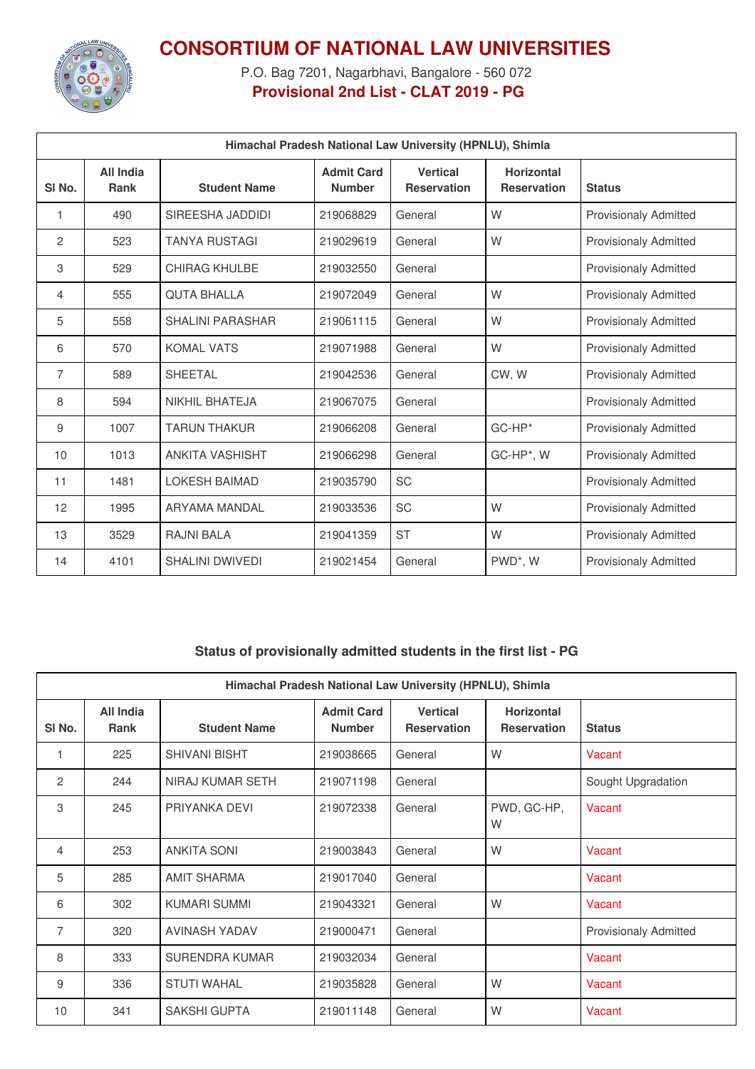# CONSORTIUM OF NATIONAL LAW UNIVERSITIES

P.O. Bag 7201, Nagarbhavi, Bangalore - 560 072

## Provisional 2nd List - CLAT 2019 - PG

| Himachal Pradesh National Law University (HPNLU), Shimla | | | | | | |
|---|---|---|---|---|---|---|
| Sl No. | All India Rank | Student Name | Admit Card Number | Vertical Reservation | Horizontal Reservation | Status |
| 1 | 490 | SIREESHA JADDIDI | 219068829 | General | W | Provisionaly Admitted |
| 2 | 523 | TANYA RUSTAGI | 219029619 | General | W | Provisionaly Admitted |
| 3 | 529 | CHIRAG KHULBE | 219032550 | General | | Provisionaly Admitted |
| 4 | 555 | QUTA BHALLA | 219072049 | General | W | Provisionaly Admitted |
| 5 | 558 | SHALINI PARASHAR | 219061115 | General | W | Provisionaly Admitted |
| 6 | 570 | KOMAL VATS | 219071988 | General | W | Provisionaly Admitted |
| 7 | 589 | SHEETAL | 219042536 | General | CW, W | Provisionaly Admitted |
| 8 | 594 | NIKHIL BHATEJA | 219067075 | General | | Provisionaly Admitted |
| 9 | 1007 | TARUN THAKUR | 219066208 | General | GC-HP* | Provisionaly Admitted |
| 10 | 1013 | ANKITA VASHISHT | 219066298 | General | GC-HP*, W | Provisionaly Admitted |
| 11 | 1481 | LOKESH BAIMAD | 219035790 | SC | | Provisionaly Admitted |
| 12 | 1995 | ARYAMA MANDAL | 219033536 | SC | W | Provisionaly Admitted |
| 13 | 3529 | RAJNI BALA | 219041359 | ST | W | Provisionaly Admitted |
| 14 | 4101 | SHALINI DWIVEDI | 219021454 | General | PWD*, W | Provisionaly Admitted |

### Status of provisionally admitted students in the first list - PG

| Himachal Pradesh National Law University (HPNLU), Shimla | | | | | | |
|---|---|---|---|---|---|---|
| Sl No. | All India Rank | Student Name | Admit Card Number | Vertical Reservation | Horizontal Reservation | Status |
| 1 | 225 | SHIVANI BISHT | 219038665 | General | W | Vacant |
| 2 | 244 | NIRAJ KUMAR SETH | 219071198 | General | | Sought Upgradation |
| 3 | 245 | PRIYANKA DEVI | 219072338 | General | PWD, GC-HP, W | Vacant |
| 4 | 253 | ANKITA SONI | 219003843 | General | W | Vacant |
| 5 | 285 | AMIT SHARMA | 219017040 | General | | Vacant |
| 6 | 302 | KUMARI SUMMI | 219043321 | General | W | Vacant |
| 7 | 320 | AVINASH YADAV | 219000471 | General | | Provisionaly Admitted |
| 8 | 333 | SURENDRA KUMAR | 219032034 | General | | Vacant |
| 9 | 336 | STUTI WAHAL | 219035828 | General | W | Vacant |
| 10 | 341 | SAKSHI GUPTA | 219011148 | General | W | Vacant |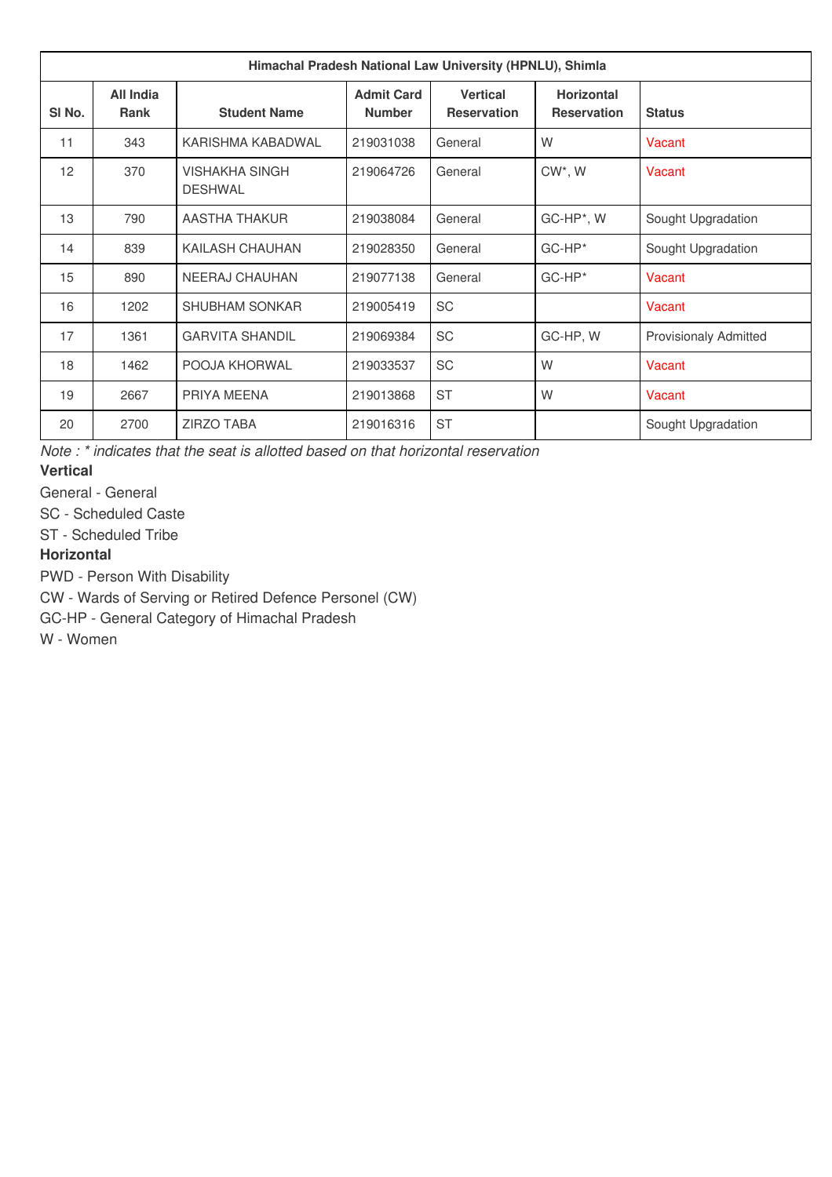| Himachal Pradesh National Law University (HPNLU), Shimla | | | | | | |
|---|---|---|---|---|---|---|
| Sl No. | All India Rank | Student Name | Admit Card Number | Vertical Reservation | Horizontal Reservation | Status |
| 11 | 343 | KARISHMA KABADWAL | 219031038 | General | W | Vacant |
| 12 | 370 | VISHAKHA SINGH DESHWAL | 219064726 | General | CW*, W | Vacant |
| 13 | 790 | AASTHA THAKUR | 219038084 | General | GC-HP*, W | Sought Upgradation |
| 14 | 839 | KAILASH CHAUHAN | 219028350 | General | GC-HP* | Sought Upgradation |
| 15 | 890 | NEERAJ CHAUHAN | 219077138 | General | GC-HP* | Vacant |
| 16 | 1202 | SHUBHAM SONKAR | 219005419 | SC | | Vacant |
| 17 | 1361 | GARVITA SHANDIL | 219069384 | SC | GC-HP, W | Provisionaly Admitted |
| 18 | 1462 | POOJA KHORWAL | 219033537 | SC | W | Vacant |
| 19 | 2667 | PRIYA MEENA | 219013868 | ST | W | Vacant |
| 20 | 2700 | ZIRZO TABA | 219016316 | ST | | Sought Upgradation |

*Note : * indicates that the seat is allotted based on that horizontal reservation*

**Vertical**

General - General

SC - Scheduled Caste

ST - Scheduled Tribe

**Horizontal**

PWD - Person With Disability

CW - Wards of Serving or Retired Defence Personel (CW)

GC-HP - General Category of Himachal Pradesh

W - Women